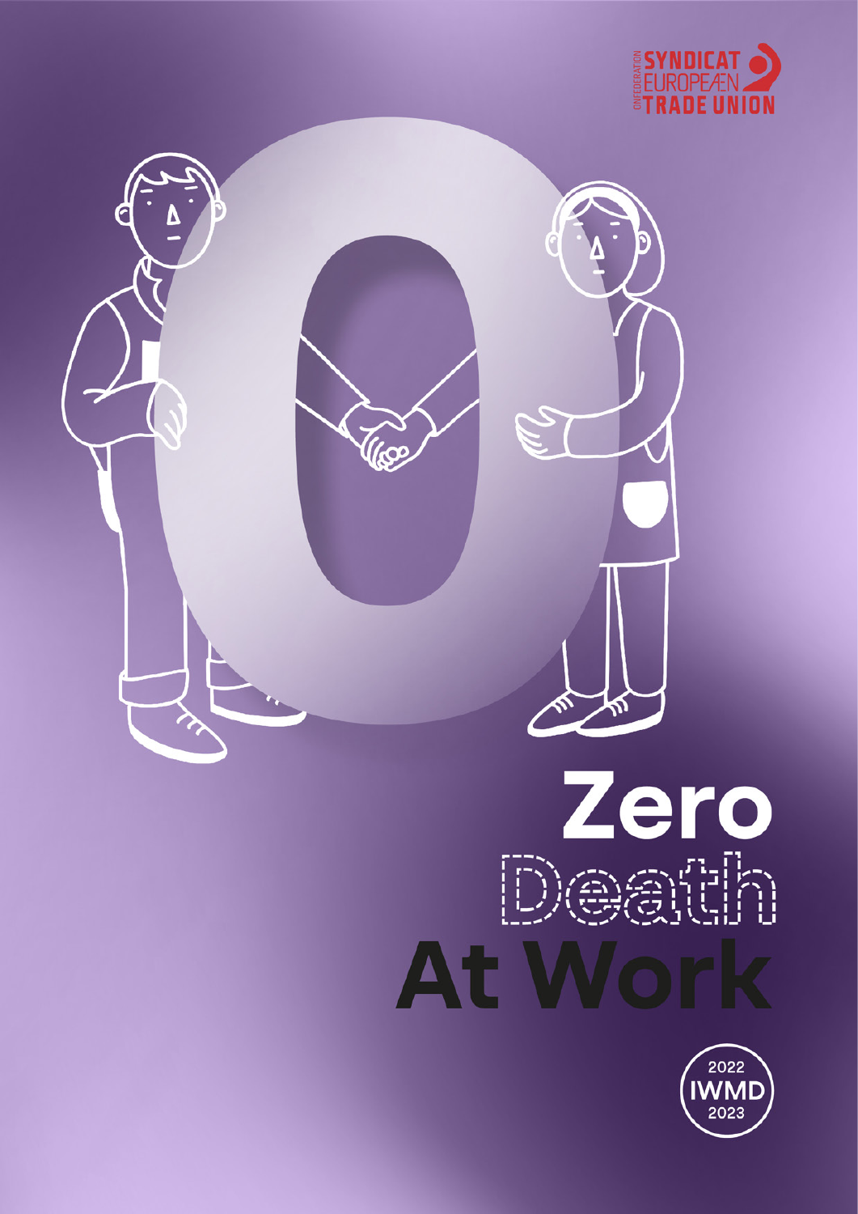CONFEDERATION SYNDICAT EUROPEÆN TRADE UNION

# Zero Death At Work

2022 IWMD 2023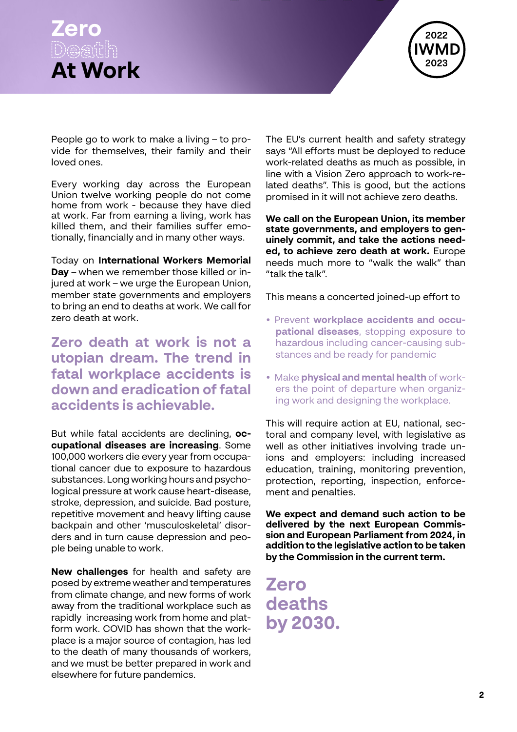# Zero Death At Work

2022 IWMD 2023

People go to work to make a living – to provide for themselves, their family and their loved ones.

Every working day across the European Union twelve working people do not come home from work - because they have died at work. Far from earning a living, work has killed them, and their families suffer emotionally, financially and in many other ways.

Today on **International Workers Memorial Day** – when we remember those killed or injured at work – we urge the European Union, member state governments and employers to bring an end to deaths at work. We call for zero death at work.

## Zero death at work is not a utopian dream. The trend in fatal workplace accidents is down and eradication of fatal accidents is achievable.

But while fatal accidents are declining, **occupational diseases are increasing**. Some 100,000 workers die every year from occupational cancer due to exposure to hazardous substances. Long working hours and psychological pressure at work cause heart-disease, stroke, depression, and suicide. Bad posture, repetitive movement and heavy lifting cause backpain and other 'musculoskeletal' disorders and in turn cause depression and people being unable to work.

**New challenges** for health and safety are posed by extreme weather and temperatures from climate change, and new forms of work away from the traditional workplace such as rapidly increasing work from home and platform work. COVID has shown that the workplace is a major source of contagion, has led to the death of many thousands of workers, and we must be better prepared in work and elsewhere for future pandemics.

The EU's current health and safety strategy says "All efforts must be deployed to reduce work-related deaths as much as possible, in line with a Vision Zero approach to work-related deaths". This is good, but the actions promised in it will not achieve zero deaths.

**We call on the European Union, its member state governments, and employers to genuinely commit, and take the actions needed, to achieve zero death at work.** Europe needs much more to "walk the walk" than "talk the talk".

This means a concerted joined-up effort to

- Prevent **workplace accidents and occupational diseases**, stopping exposure to hazardous including cancer-causing substances and be ready for pandemic
- Make **physical and mental health** of workers the point of departure when organizing work and designing the workplace.

This will require action at EU, national, sectoral and company level, with legislative as well as other initiatives involving trade unions and employers: including increased education, training, monitoring prevention, protection, reporting, inspection, enforcement and penalties.

**We expect and demand such action to be delivered by the next European Commission and European Parliament from 2024, in addition to the legislative action to be taken by the Commission in the current term.**

## Zero deaths by 2030.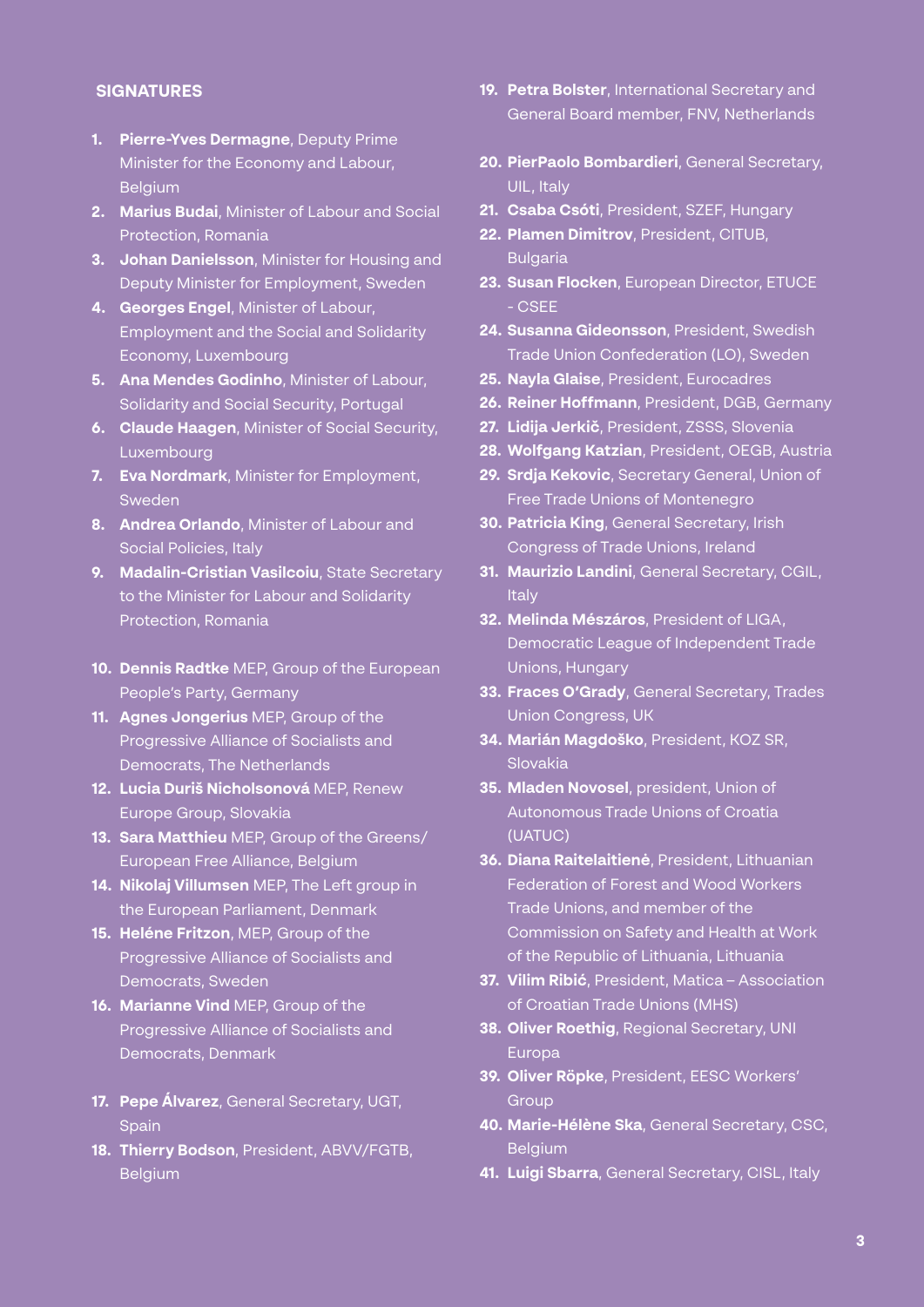## SIGNATURES

1. **Pierre-Yves Dermagne**, Deputy Prime Minister for the Economy and Labour, Belgium
2. **Marius Budai**, Minister of Labour and Social Protection, Romania
3. **Johan Danielsson**, Minister for Housing and Deputy Minister for Employment, Sweden
4. **Georges Engel**, Minister of Labour, Employment and the Social and Solidarity Economy, Luxembourg
5. **Ana Mendes Godinho**, Minister of Labour, Solidarity and Social Security, Portugal
6. **Claude Haagen**, Minister of Social Security, Luxembourg
7. **Eva Nordmark**, Minister for Employment, Sweden
8. **Andrea Orlando**, Minister of Labour and Social Policies, Italy
9. **Madalin-Cristian Vasilcoiu**, State Secretary to the Minister for Labour and Solidarity Protection, Romania
10. **Dennis Radtke** MEP, Group of the European People's Party, Germany
11. **Agnes Jongerius** MEP, Group of the Progressive Alliance of Socialists and Democrats, The Netherlands
12. **Lucia Duriš Nicholsonová** MEP, Renew Europe Group, Slovakia
13. **Sara Matthieu** MEP, Group of the Greens/ European Free Alliance, Belgium
14. **Nikolaj Villumsen** MEP, The Left group in the European Parliament, Denmark
15. **Heléne Fritzon**, MEP, Group of the Progressive Alliance of Socialists and Democrats, Sweden
16. **Marianne Vind** MEP, Group of the Progressive Alliance of Socialists and Democrats, Denmark
17. **Pepe Álvarez**, General Secretary, UGT, Spain
18. **Thierry Bodson**, President, ABVV/FGTB, Belgium
19. **Petra Bolster**, International Secretary and General Board member, FNV, Netherlands
20. **PierPaolo Bombardieri**, General Secretary, UIL, Italy
21. **Csaba Csóti**, President, SZEF, Hungary
22. **Plamen Dimitrov**, President, CITUB, Bulgaria
23. **Susan Flocken**, European Director, ETUCE - CSEE
24. **Susanna Gideonsson**, President, Swedish Trade Union Confederation (LO), Sweden
25. **Nayla Glaise**, President, Eurocadres
26. **Reiner Hoffmann**, President, DGB, Germany
27. **Lidija Jerkič**, President, ZSSS, Slovenia
28. **Wolfgang Katzian**, President, OEGB, Austria
29. **Srdja Kekovic**, Secretary General, Union of Free Trade Unions of Montenegro
30. **Patricia King**, General Secretary, Irish Congress of Trade Unions, Ireland
31. **Maurizio Landini**, General Secretary, CGIL, Italy
32. **Melinda Mészáros**, President of LIGA, Democratic League of Independent Trade Unions, Hungary
33. **Fraces O'Grady**, General Secretary, Trades Union Congress, UK
34. **Marián Magdoško**, President, KOZ SR, Slovakia
35. **Mladen Novosel**, president, Union of Autonomous Trade Unions of Croatia (UATUC)
36. **Diana Raitelaitienė**, President, Lithuanian Federation of Forest and Wood Workers Trade Unions, and member of the Commission on Safety and Health at Work of the Republic of Lithuania, Lithuania
37. **Vilim Ribić**, President, Matica – Association of Croatian Trade Unions (MHS)
38. **Oliver Roethig**, Regional Secretary, UNI Europa
39. **Oliver Röpke**, President, EESC Workers' Group
40. **Marie-Hélène Ska**, General Secretary, CSC, Belgium
41. **Luigi Sbarra**, General Secretary, CISL, Italy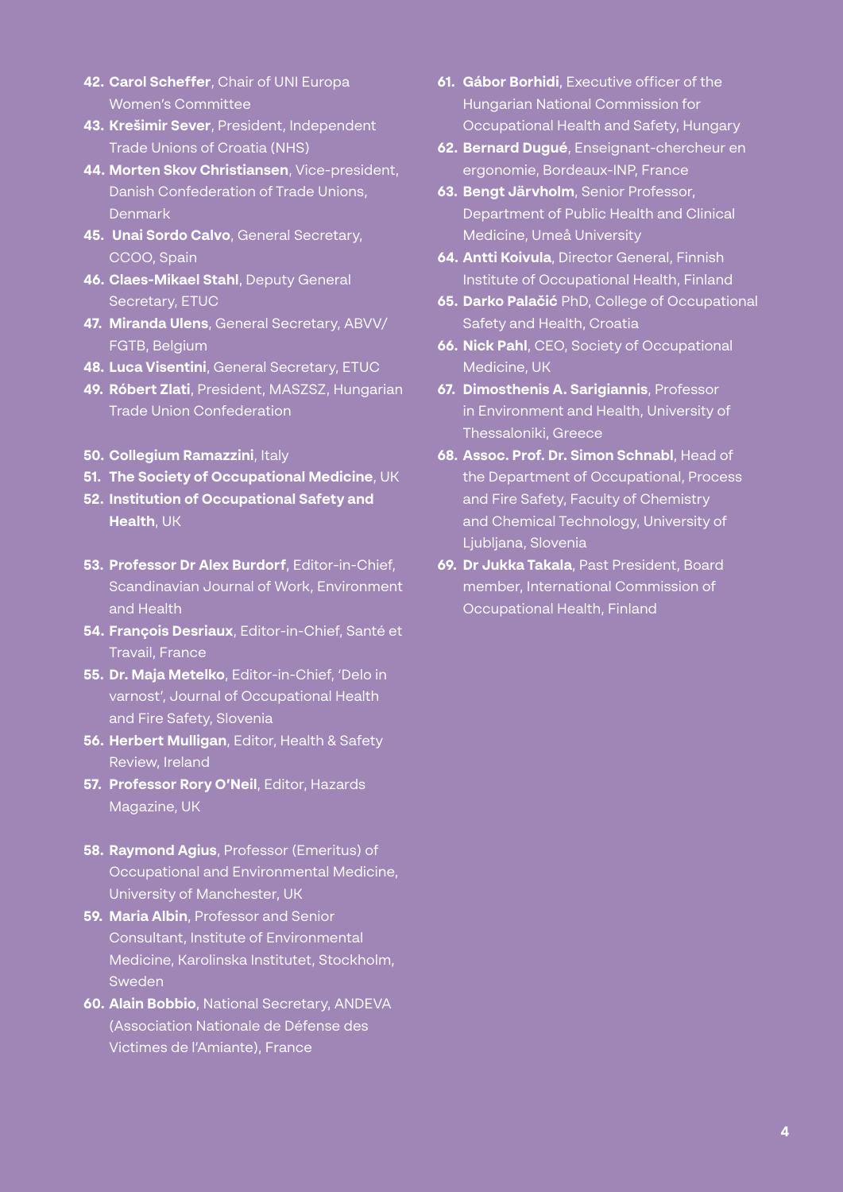42. **Carol Scheffer**, Chair of UNI Europa Women's Committee
43. **Krešimir Sever**, President, Independent Trade Unions of Croatia (NHS)
44. **Morten Skov Christiansen**, Vice-president, Danish Confederation of Trade Unions, Denmark
45. **Unai Sordo Calvo**, General Secretary, CCOO, Spain
46. **Claes-Mikael Stahl**, Deputy General Secretary, ETUC
47. **Miranda Ulens**, General Secretary, ABVV/FGTB, Belgium
48. **Luca Visentini**, General Secretary, ETUC
49. **Róbert Zlati**, President, MASZSZ, Hungarian Trade Union Confederation

50. **Collegium Ramazzini**, Italy
51. **The Society of Occupational Medicine**, UK
52. **Institution of Occupational Safety and Health**, UK

53. **Professor Dr Alex Burdorf**, Editor-in-Chief, Scandinavian Journal of Work, Environment and Health
54. **François Desriaux**, Editor-in-Chief, Santé et Travail, France
55. **Dr. Maja Metelko**, Editor-in-Chief, 'Delo in varnost', Journal of Occupational Health and Fire Safety, Slovenia
56. **Herbert Mulligan**, Editor, Health & Safety Review, Ireland
57. **Professor Rory O'Neil**, Editor, Hazards Magazine, UK

58. **Raymond Agius**, Professor (Emeritus) of Occupational and Environmental Medicine, University of Manchester, UK
59. **Maria Albin**, Professor and Senior Consultant, Institute of Environmental Medicine, Karolinska Institutet, Stockholm, Sweden
60. **Alain Bobbio**, National Secretary, ANDEVA (Association Nationale de Défense des Victimes de l'Amiante), France
61. **Gábor Borhidi**, Executive officer of the Hungarian National Commission for Occupational Health and Safety, Hungary
62. **Bernard Dugué**, Enseignant-chercheur en ergonomie, Bordeaux-INP, France
63. **Bengt Järvholm**, Senior Professor, Department of Public Health and Clinical Medicine, Umeå University
64. **Antti Koivula**, Director General, Finnish Institute of Occupational Health, Finland
65. **Darko Palačić** PhD, College of Occupational Safety and Health, Croatia
66. **Nick Pahl**, CEO, Society of Occupational Medicine, UK
67. **Dimosthenis A. Sarigiannis**, Professor in Environment and Health, University of Thessaloniki, Greece
68. **Assoc. Prof. Dr. Simon Schnabl**, Head of the Department of Occupational, Process and Fire Safety, Faculty of Chemistry and Chemical Technology, University of Ljubljana, Slovenia
69. **Dr Jukka Takala**, Past President, Board member, International Commission of Occupational Health, Finland